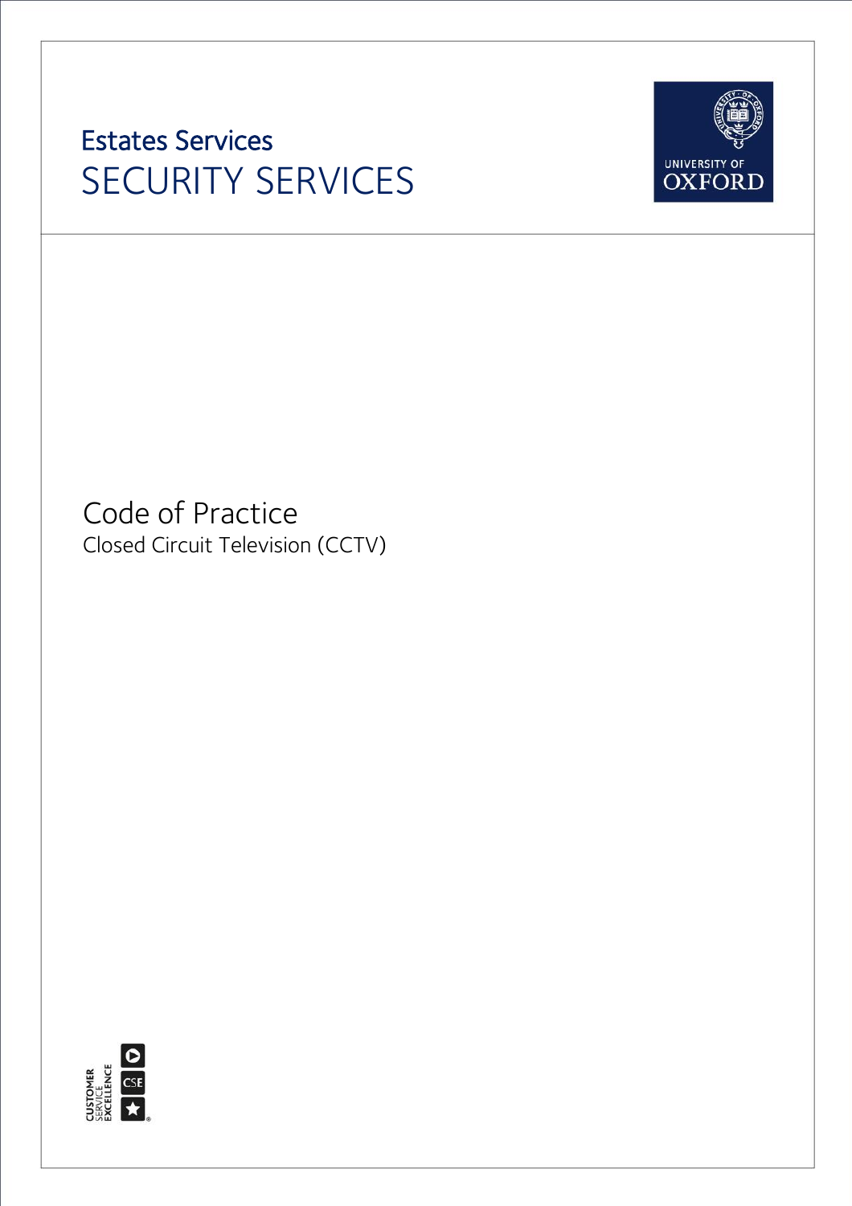Estates Services

# SECURITY SERVICES

UNIVERSITY OF OXFORD

## Code of Practice

Closed Circuit Television (CCTV)

CUSTOMER SERVICE EXCELLENCE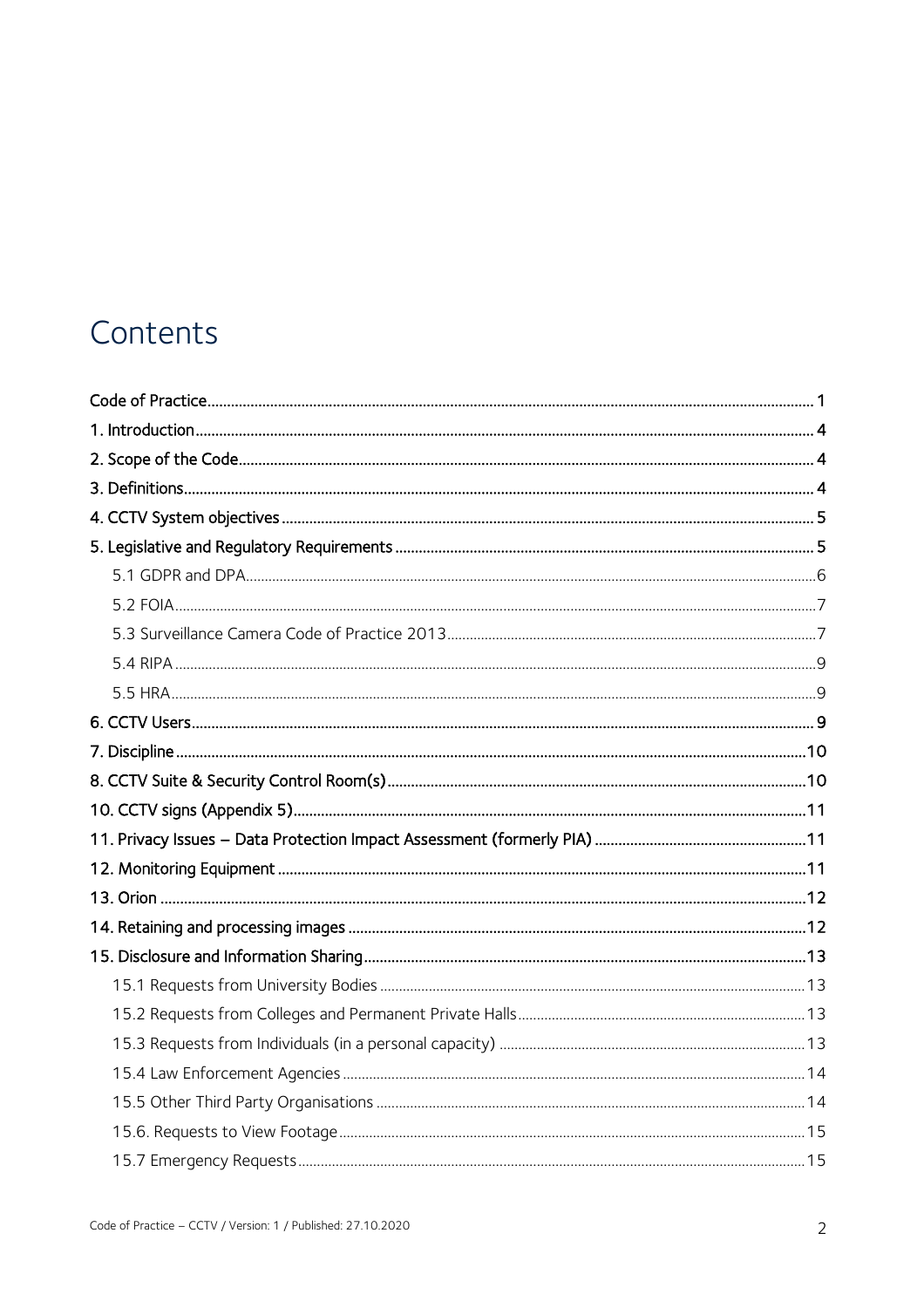# Contents

- Code of Practice ... 1
- 1. Introduction ... 4
- 2. Scope of the Code ... 4
- 3. Definitions ... 4
- 4. CCTV System objectives ... 5
- 5. Legislative and Regulatory Requirements ... 5
  - 5.1 GDPR and DPA ... 6
  - 5.2 FOIA ... 7
  - 5.3 Surveillance Camera Code of Practice 2013 ... 7
  - 5.4 RIPA ... 9
  - 5.5 HRA ... 9
- 6. CCTV Users ... 9
- 7. Discipline ... 10
- 8. CCTV Suite & Security Control Room(s) ... 10
- 10. CCTV signs (Appendix 5) ... 11
- 11. Privacy Issues – Data Protection Impact Assessment (formerly PIA) ... 11
- 12. Monitoring Equipment ... 11
- 13. Orion ... 12
- 14. Retaining and processing images ... 12
- 15. Disclosure and Information Sharing ... 13
  - 15.1 Requests from University Bodies ... 13
  - 15.2 Requests from Colleges and Permanent Private Halls ... 13
  - 15.3 Requests from Individuals (in a personal capacity) ... 13
  - 15.4 Law Enforcement Agencies ... 14
  - 15.5 Other Third Party Organisations ... 14
  - 15.6. Requests to View Footage ... 15
  - 15.7 Emergency Requests ... 15

Code of Practice – CCTV / Version: 1 / Published: 27.10.2020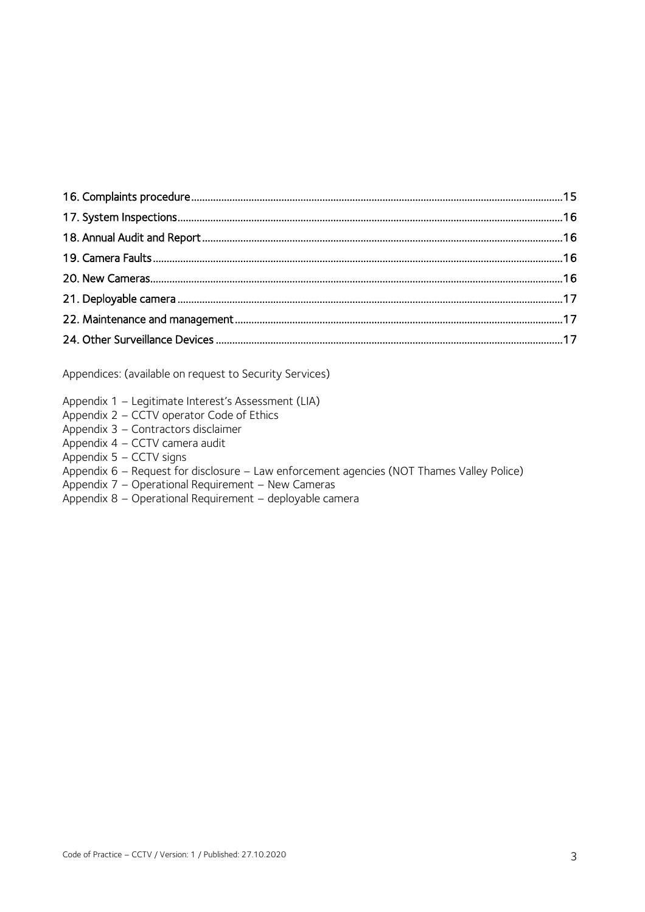16. Complaints procedure ..... 15
17. System Inspections ..... 16
18. Annual Audit and Report ..... 16
19. Camera Faults ..... 16
20. New Cameras ..... 16
21. Deployable camera ..... 17
22. Maintenance and management ..... 17
24. Other Surveillance Devices ..... 17

Appendices: (available on request to Security Services)

Appendix 1 – Legitimate Interest's Assessment (LIA)
Appendix 2 – CCTV operator Code of Ethics
Appendix 3 – Contractors disclaimer
Appendix 4 – CCTV camera audit
Appendix 5 – CCTV signs
Appendix 6 – Request for disclosure – Law enforcement agencies (NOT Thames Valley Police)
Appendix 7 – Operational Requirement – New Cameras
Appendix 8 – Operational Requirement – deployable camera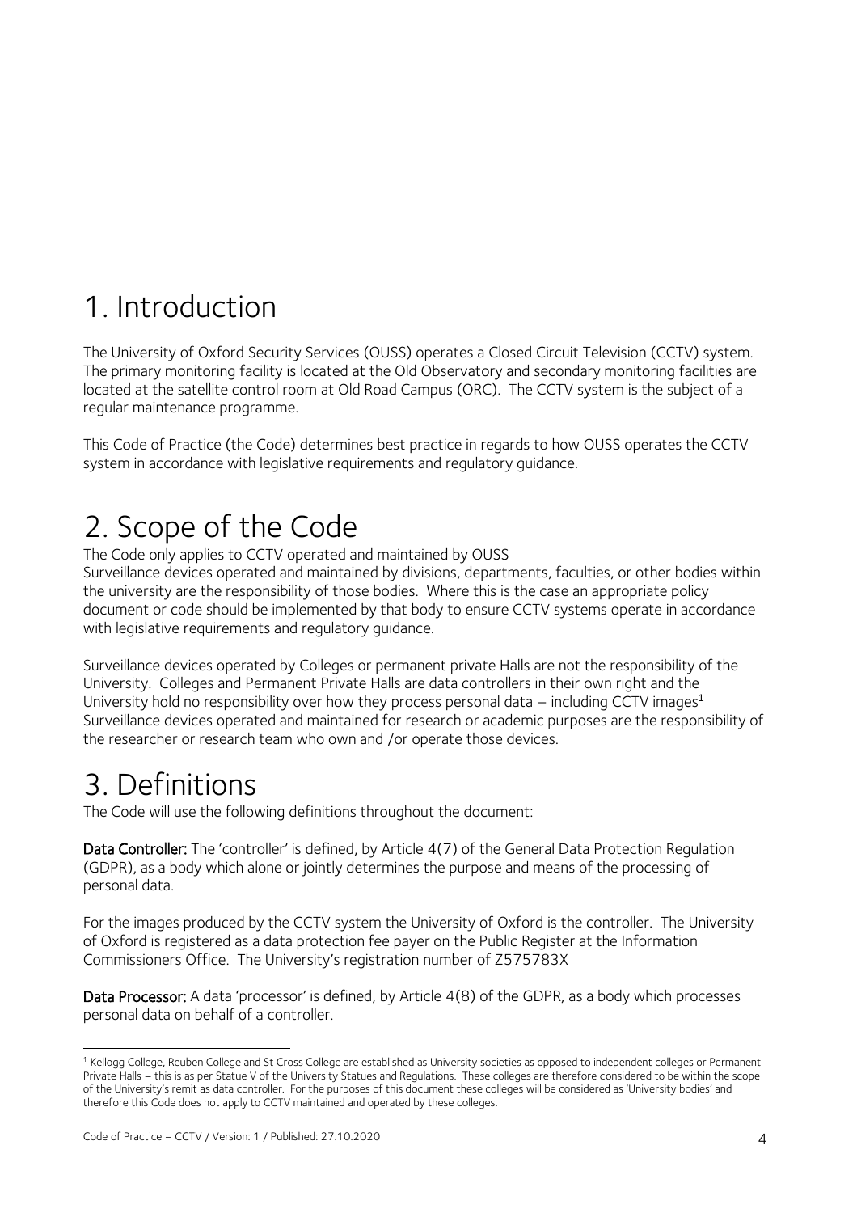# 1. Introduction

The University of Oxford Security Services (OUSS) operates a Closed Circuit Television (CCTV) system. The primary monitoring facility is located at the Old Observatory and secondary monitoring facilities are located at the satellite control room at Old Road Campus (ORC). The CCTV system is the subject of a regular maintenance programme.

This Code of Practice (the Code) determines best practice in regards to how OUSS operates the CCTV system in accordance with legislative requirements and regulatory guidance.

# 2. Scope of the Code

The Code only applies to CCTV operated and maintained by OUSS

Surveillance devices operated and maintained by divisions, departments, faculties, or other bodies within the university are the responsibility of those bodies. Where this is the case an appropriate policy document or code should be implemented by that body to ensure CCTV systems operate in accordance with legislative requirements and regulatory guidance.

Surveillance devices operated by Colleges or permanent private Halls are not the responsibility of the University. Colleges and Permanent Private Halls are data controllers in their own right and the University hold no responsibility over how they process personal data – including CCTV images[1]

Surveillance devices operated and maintained for research or academic purposes are the responsibility of the researcher or research team who own and /or operate those devices.

# 3. Definitions

The Code will use the following definitions throughout the document:

**Data Controller:** The 'controller' is defined, by Article 4(7) of the General Data Protection Regulation (GDPR), as a body which alone or jointly determines the purpose and means of the processing of personal data.

For the images produced by the CCTV system the University of Oxford is the controller. The University of Oxford is registered as a data protection fee payer on the Public Register at the Information Commissioners Office. The University's registration number of Z575783X

**Data Processor:** A data 'processor' is defined, by Article 4(8) of the GDPR, as a body which processes personal data on behalf of a controller.

---

[1] Kellogg College, Reuben College and St Cross College are established as University societies as opposed to independent colleges or Permanent Private Halls – this is as per Statue V of the University Statues and Regulations. These colleges are therefore considered to be within the scope of the University's remit as data controller. For the purposes of this document these colleges will be considered as 'University bodies' and therefore this Code does not apply to CCTV maintained and operated by these colleges.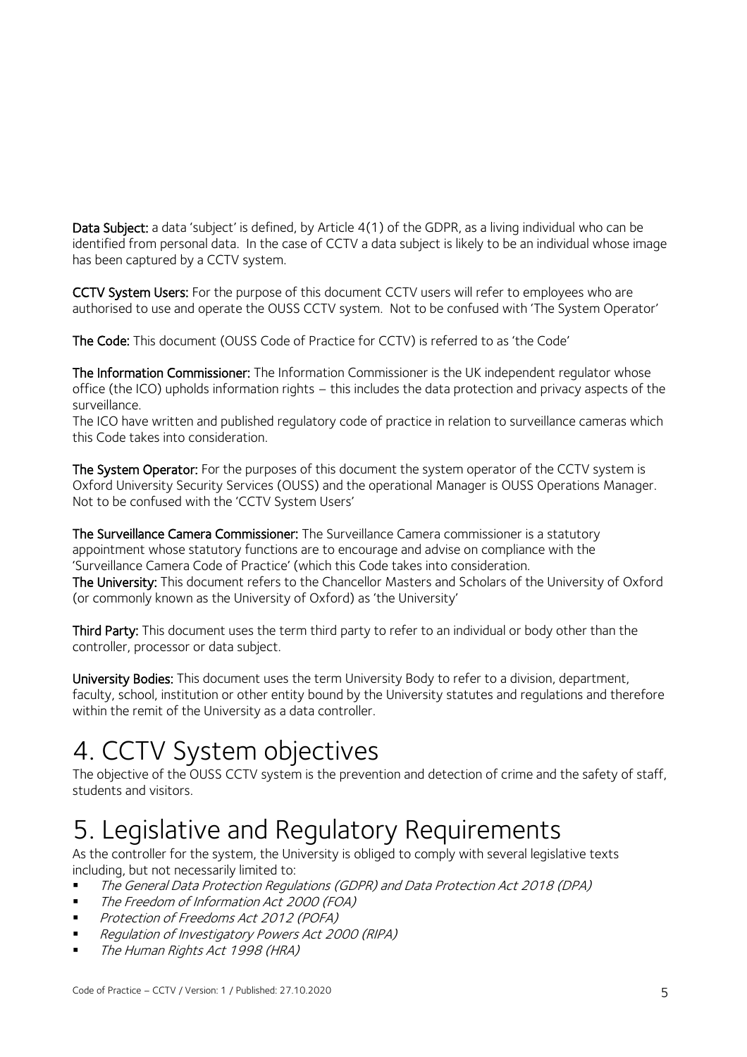**Data Subject:** a data 'subject' is defined, by Article 4(1) of the GDPR, as a living individual who can be identified from personal data. In the case of CCTV a data subject is likely to be an individual whose image has been captured by a CCTV system.

**CCTV System Users:** For the purpose of this document CCTV users will refer to employees who are authorised to use and operate the OUSS CCTV system. Not to be confused with 'The System Operator'

**The Code:** This document (OUSS Code of Practice for CCTV) is referred to as 'the Code'

**The Information Commissioner:** The Information Commissioner is the UK independent regulator whose office (the ICO) upholds information rights – this includes the data protection and privacy aspects of the surveillance.
The ICO have written and published regulatory code of practice in relation to surveillance cameras which this Code takes into consideration.

**The System Operator:** For the purposes of this document the system operator of the CCTV system is Oxford University Security Services (OUSS) and the operational Manager is OUSS Operations Manager. Not to be confused with the 'CCTV System Users'

**The Surveillance Camera Commissioner:** The Surveillance Camera commissioner is a statutory appointment whose statutory functions are to encourage and advise on compliance with the 'Surveillance Camera Code of Practice' (which this Code takes into consideration.
**The University:** This document refers to the Chancellor Masters and Scholars of the University of Oxford (or commonly known as the University of Oxford) as 'the University'

**Third Party:** This document uses the term third party to refer to an individual or body other than the controller, processor or data subject.

**University Bodies:** This document uses the term University Body to refer to a division, department, faculty, school, institution or other entity bound by the University statutes and regulations and therefore within the remit of the University as a data controller.

# 4. CCTV System objectives

The objective of the OUSS CCTV system is the prevention and detection of crime and the safety of staff, students and visitors.

# 5. Legislative and Regulatory Requirements

As the controller for the system, the University is obliged to comply with several legislative texts including, but not necessarily limited to:

- *The General Data Protection Regulations (GDPR) and Data Protection Act 2018 (DPA)*
- *The Freedom of Information Act 2000 (FOA)*
- *Protection of Freedoms Act 2012 (POFA)*
- *Regulation of Investigatory Powers Act 2000 (RIPA)*
- *The Human Rights Act 1998 (HRA)*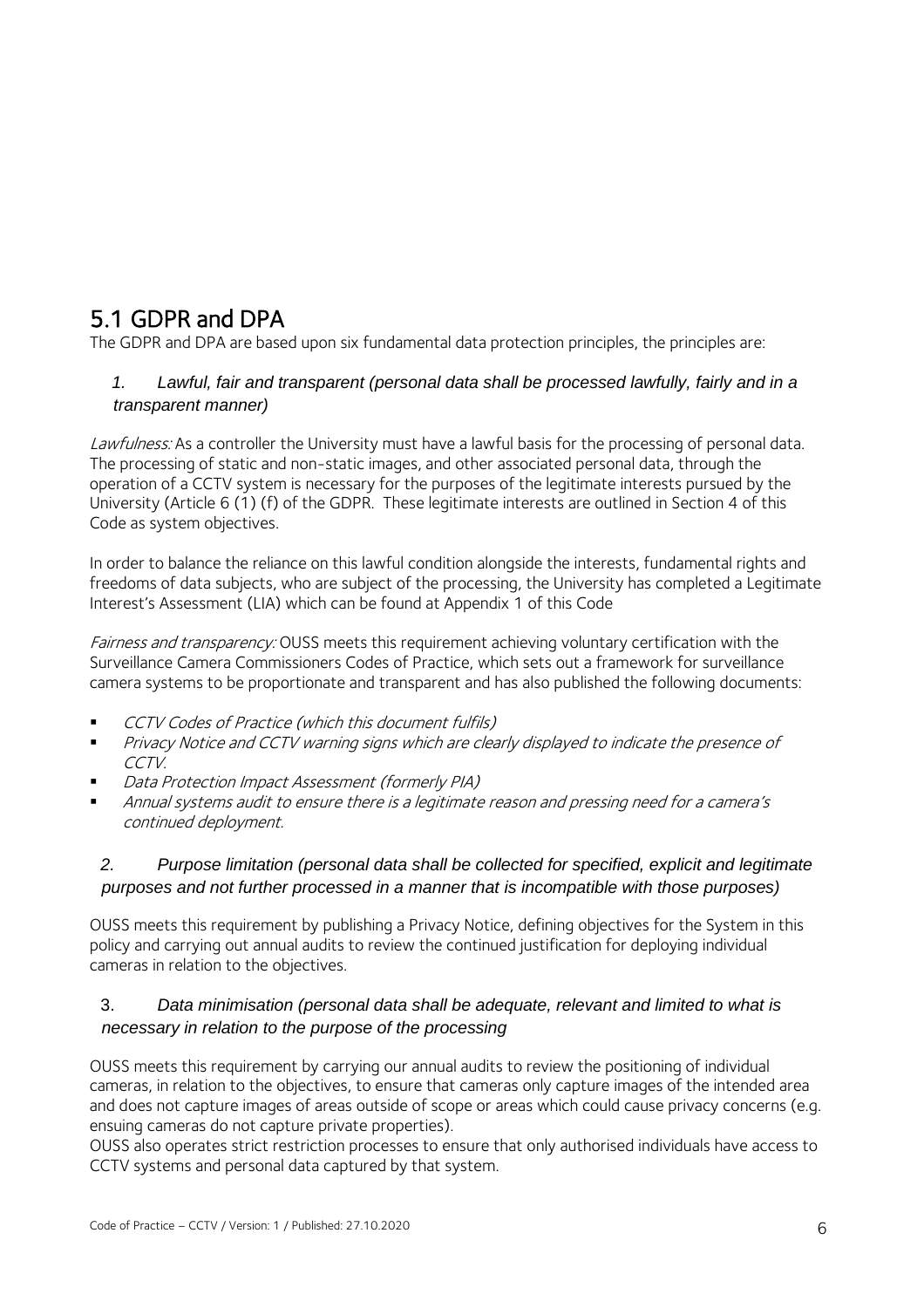## 5.1 GDPR and DPA

The GDPR and DPA are based upon six fundamental data protection principles, the principles are:

1. *Lawful, fair and transparent (personal data shall be processed lawfully, fairly and in a transparent manner)*

*Lawfulness:* As a controller the University must have a lawful basis for the processing of personal data. The processing of static and non-static images, and other associated personal data, through the operation of a CCTV system is necessary for the purposes of the legitimate interests pursued by the University (Article 6 (1) (f) of the GDPR. These legitimate interests are outlined in Section 4 of this Code as system objectives.

In order to balance the reliance on this lawful condition alongside the interests, fundamental rights and freedoms of data subjects, who are subject of the processing, the University has completed a Legitimate Interest's Assessment (LIA) which can be found at Appendix 1 of this Code

*Fairness and transparency:* OUSS meets this requirement achieving voluntary certification with the Surveillance Camera Commissioners Codes of Practice, which sets out a framework for surveillance camera systems to be proportionate and transparent and has also published the following documents:

- *CCTV Codes of Practice (which this document fulfils)*
- *Privacy Notice and CCTV warning signs which are clearly displayed to indicate the presence of CCTV.*
- *Data Protection Impact Assessment (formerly PIA)*
- *Annual systems audit to ensure there is a legitimate reason and pressing need for a camera's continued deployment.*

2. *Purpose limitation (personal data shall be collected for specified, explicit and legitimate purposes and not further processed in a manner that is incompatible with those purposes)*

OUSS meets this requirement by publishing a Privacy Notice, defining objectives for the System in this policy and carrying out annual audits to review the continued justification for deploying individual cameras in relation to the objectives.

3. *Data minimisation (personal data shall be adequate, relevant and limited to what is necessary in relation to the purpose of the processing*

OUSS meets this requirement by carrying our annual audits to review the positioning of individual cameras, in relation to the objectives, to ensure that cameras only capture images of the intended area and does not capture images of areas outside of scope or areas which could cause privacy concerns (e.g. ensuing cameras do not capture private properties).
OUSS also operates strict restriction processes to ensure that only authorised individuals have access to CCTV systems and personal data captured by that system.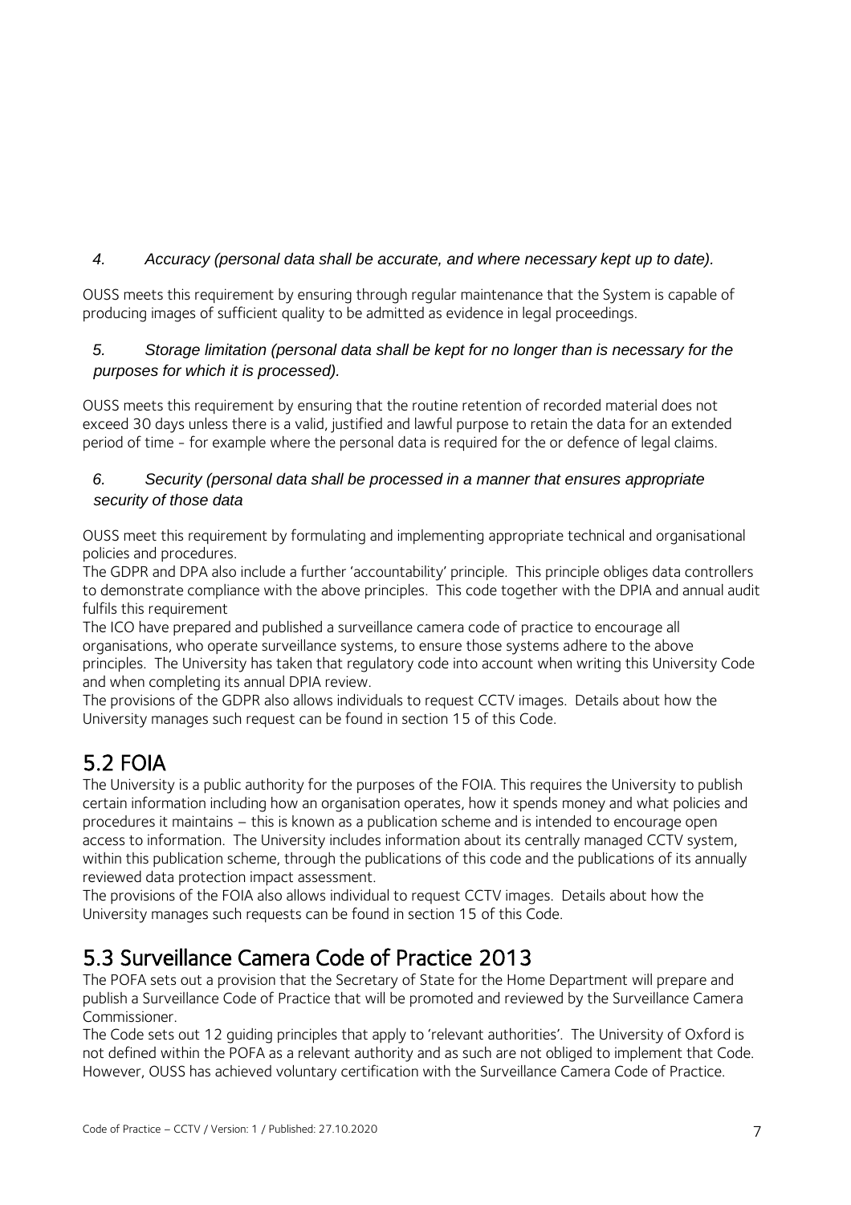*4. Accuracy (personal data shall be accurate, and where necessary kept up to date).*

OUSS meets this requirement by ensuring through regular maintenance that the System is capable of producing images of sufficient quality to be admitted as evidence in legal proceedings.

*5. Storage limitation (personal data shall be kept for no longer than is necessary for the purposes for which it is processed).*

OUSS meets this requirement by ensuring that the routine retention of recorded material does not exceed 30 days unless there is a valid, justified and lawful purpose to retain the data for an extended period of time - for example where the personal data is required for the or defence of legal claims.

*6. Security (personal data shall be processed in a manner that ensures appropriate security of those data*

OUSS meet this requirement by formulating and implementing appropriate technical and organisational policies and procedures.

The GDPR and DPA also include a further 'accountability' principle. This principle obliges data controllers to demonstrate compliance with the above principles. This code together with the DPIA and annual audit fulfils this requirement

The ICO have prepared and published a surveillance camera code of practice to encourage all organisations, who operate surveillance systems, to ensure those systems adhere to the above principles. The University has taken that regulatory code into account when writing this University Code and when completing its annual DPIA review.

The provisions of the GDPR also allows individuals to request CCTV images. Details about how the University manages such request can be found in section 15 of this Code.

## 5.2 FOIA

The University is a public authority for the purposes of the FOIA. This requires the University to publish certain information including how an organisation operates, how it spends money and what policies and procedures it maintains – this is known as a publication scheme and is intended to encourage open access to information. The University includes information about its centrally managed CCTV system, within this publication scheme, through the publications of this code and the publications of its annually reviewed data protection impact assessment.

The provisions of the FOIA also allows individual to request CCTV images. Details about how the University manages such requests can be found in section 15 of this Code.

## 5.3 Surveillance Camera Code of Practice 2013

The POFA sets out a provision that the Secretary of State for the Home Department will prepare and publish a Surveillance Code of Practice that will be promoted and reviewed by the Surveillance Camera Commissioner.

The Code sets out 12 guiding principles that apply to 'relevant authorities'. The University of Oxford is not defined within the POFA as a relevant authority and as such are not obliged to implement that Code. However, OUSS has achieved voluntary certification with the Surveillance Camera Code of Practice.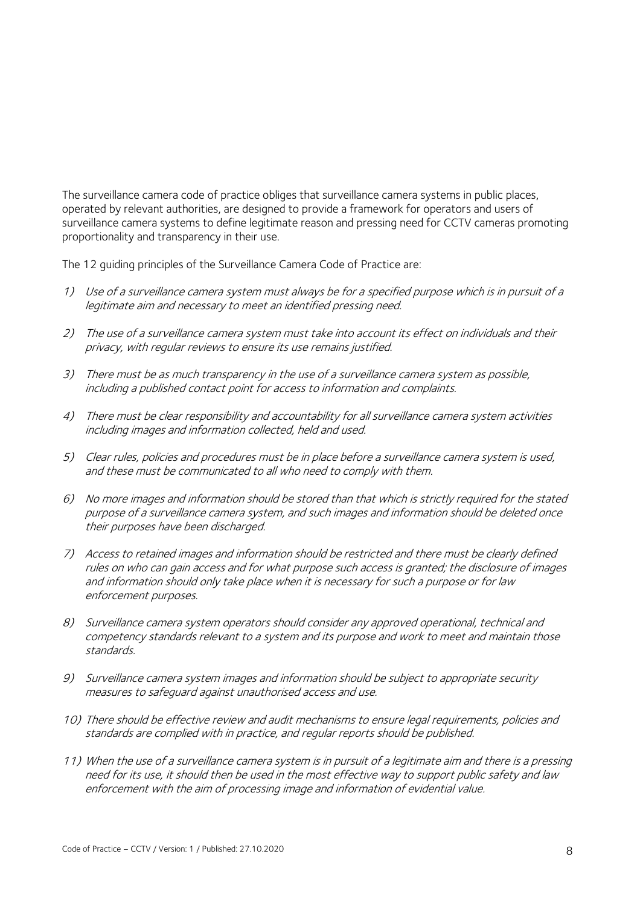The surveillance camera code of practice obliges that surveillance camera systems in public places, operated by relevant authorities, are designed to provide a framework for operators and users of surveillance camera systems to define legitimate reason and pressing need for CCTV cameras promoting proportionality and transparency in their use.

The 12 guiding principles of the Surveillance Camera Code of Practice are:

1) *Use of a surveillance camera system must always be for a specified purpose which is in pursuit of a legitimate aim and necessary to meet an identified pressing need.*

2) *The use of a surveillance camera system must take into account its effect on individuals and their privacy, with regular reviews to ensure its use remains justified.*

3) *There must be as much transparency in the use of a surveillance camera system as possible, including a published contact point for access to information and complaints.*

4) *There must be clear responsibility and accountability for all surveillance camera system activities including images and information collected, held and used.*

5) *Clear rules, policies and procedures must be in place before a surveillance camera system is used, and these must be communicated to all who need to comply with them.*

6) *No more images and information should be stored than that which is strictly required for the stated purpose of a surveillance camera system, and such images and information should be deleted once their purposes have been discharged.*

7) *Access to retained images and information should be restricted and there must be clearly defined rules on who can gain access and for what purpose such access is granted; the disclosure of images and information should only take place when it is necessary for such a purpose or for law enforcement purposes.*

8) *Surveillance camera system operators should consider any approved operational, technical and competency standards relevant to a system and its purpose and work to meet and maintain those standards.*

9) *Surveillance camera system images and information should be subject to appropriate security measures to safeguard against unauthorised access and use.*

10) *There should be effective review and audit mechanisms to ensure legal requirements, policies and standards are complied with in practice, and regular reports should be published.*

11) *When the use of a surveillance camera system is in pursuit of a legitimate aim and there is a pressing need for its use, it should then be used in the most effective way to support public safety and law enforcement with the aim of processing image and information of evidential value.*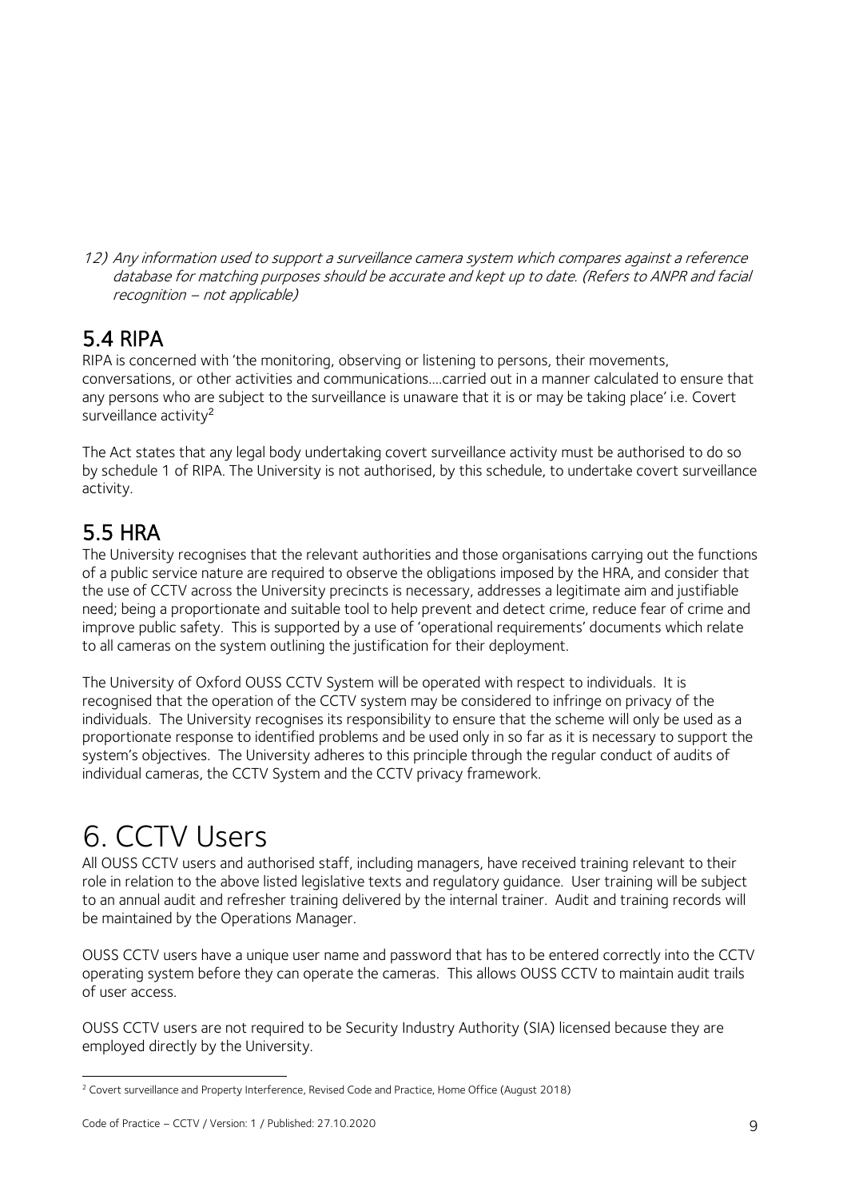12) *Any information used to support a surveillance camera system which compares against a reference database for matching purposes should be accurate and kept up to date. (Refers to ANPR and facial recognition – not applicable)*

## 5.4 RIPA

RIPA is concerned with 'the monitoring, observing or listening to persons, their movements, conversations, or other activities and communications….carried out in a manner calculated to ensure that any persons who are subject to the surveillance is unaware that it is or may be taking place' i.e. Covert surveillance activity[2]

The Act states that any legal body undertaking covert surveillance activity must be authorised to do so by schedule 1 of RIPA. The University is not authorised, by this schedule, to undertake covert surveillance activity.

## 5.5 HRA

The University recognises that the relevant authorities and those organisations carrying out the functions of a public service nature are required to observe the obligations imposed by the HRA, and consider that the use of CCTV across the University precincts is necessary, addresses a legitimate aim and justifiable need; being a proportionate and suitable tool to help prevent and detect crime, reduce fear of crime and improve public safety. This is supported by a use of 'operational requirements' documents which relate to all cameras on the system outlining the justification for their deployment.

The University of Oxford OUSS CCTV System will be operated with respect to individuals. It is recognised that the operation of the CCTV system may be considered to infringe on privacy of the individuals. The University recognises its responsibility to ensure that the scheme will only be used as a proportionate response to identified problems and be used only in so far as it is necessary to support the system's objectives. The University adheres to this principle through the regular conduct of audits of individual cameras, the CCTV System and the CCTV privacy framework.

# 6. CCTV Users

All OUSS CCTV users and authorised staff, including managers, have received training relevant to their role in relation to the above listed legislative texts and regulatory guidance. User training will be subject to an annual audit and refresher training delivered by the internal trainer. Audit and training records will be maintained by the Operations Manager.

OUSS CCTV users have a unique user name and password that has to be entered correctly into the CCTV operating system before they can operate the cameras. This allows OUSS CCTV to maintain audit trails of user access.

OUSS CCTV users are not required to be Security Industry Authority (SIA) licensed because they are employed directly by the University.

---

[2] Covert surveillance and Property Interference, Revised Code and Practice, Home Office (August 2018)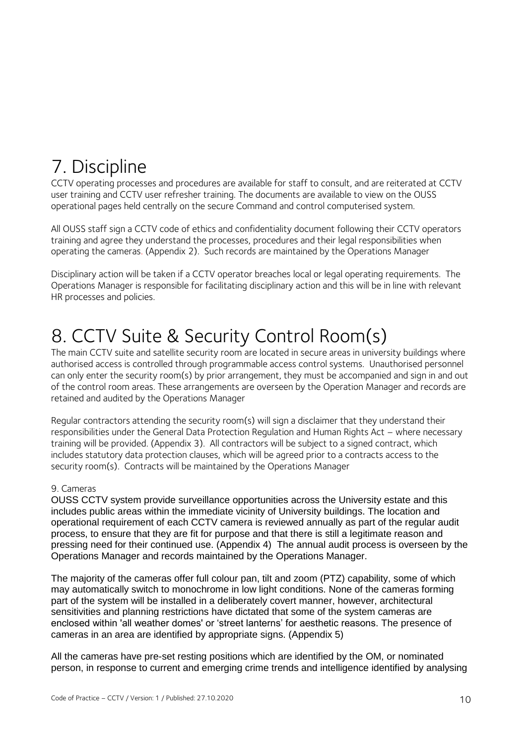# 7. Discipline

CCTV operating processes and procedures are available for staff to consult, and are reiterated at CCTV user training and CCTV user refresher training. The documents are available to view on the OUSS operational pages held centrally on the secure Command and control computerised system.

All OUSS staff sign a CCTV code of ethics and confidentiality document following their CCTV operators training and agree they understand the processes, procedures and their legal responsibilities when operating the cameras. (Appendix 2). Such records are maintained by the Operations Manager

Disciplinary action will be taken if a CCTV operator breaches local or legal operating requirements. The Operations Manager is responsible for facilitating disciplinary action and this will be in line with relevant HR processes and policies.

# 8. CCTV Suite & Security Control Room(s)

The main CCTV suite and satellite security room are located in secure areas in university buildings where authorised access is controlled through programmable access control systems. Unauthorised personnel can only enter the security room(s) by prior arrangement, they must be accompanied and sign in and out of the control room areas. These arrangements are overseen by the Operation Manager and records are retained and audited by the Operations Manager

Regular contractors attending the security room(s) will sign a disclaimer that they understand their responsibilities under the General Data Protection Regulation and Human Rights Act – where necessary training will be provided. (Appendix 3). All contractors will be subject to a signed contract, which includes statutory data protection clauses, which will be agreed prior to a contracts access to the security room(s). Contracts will be maintained by the Operations Manager

9. Cameras

OUSS CCTV system provide surveillance opportunities across the University estate and this includes public areas within the immediate vicinity of University buildings. The location and operational requirement of each CCTV camera is reviewed annually as part of the regular audit process, to ensure that they are fit for purpose and that there is still a legitimate reason and pressing need for their continued use. (Appendix 4) The annual audit process is overseen by the Operations Manager and records maintained by the Operations Manager.

The majority of the cameras offer full colour pan, tilt and zoom (PTZ) capability, some of which may automatically switch to monochrome in low light conditions. None of the cameras forming part of the system will be installed in a deliberately covert manner, however, architectural sensitivities and planning restrictions have dictated that some of the system cameras are enclosed within 'all weather domes' or 'street lanterns' for aesthetic reasons. The presence of cameras in an area are identified by appropriate signs. (Appendix 5)

All the cameras have pre-set resting positions which are identified by the OM, or nominated person, in response to current and emerging crime trends and intelligence identified by analysing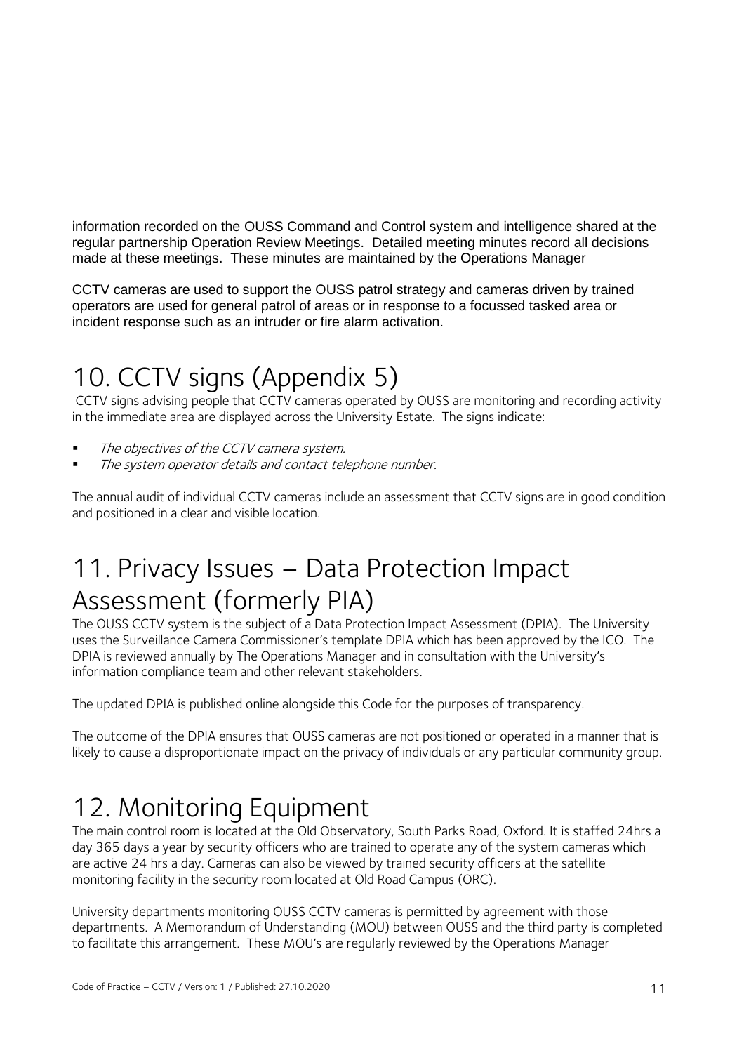information recorded on the OUSS Command and Control system and intelligence shared at the regular partnership Operation Review Meetings. Detailed meeting minutes record all decisions made at these meetings. These minutes are maintained by the Operations Manager

CCTV cameras are used to support the OUSS patrol strategy and cameras driven by trained operators are used for general patrol of areas or in response to a focussed tasked area or incident response such as an intruder or fire alarm activation.

# 10. CCTV signs (Appendix 5)

CCTV signs advising people that CCTV cameras operated by OUSS are monitoring and recording activity in the immediate area are displayed across the University Estate. The signs indicate:

- *The objectives of the CCTV camera system.*
- *The system operator details and contact telephone number.*

The annual audit of individual CCTV cameras include an assessment that CCTV signs are in good condition and positioned in a clear and visible location.

# 11. Privacy Issues – Data Protection Impact Assessment (formerly PIA)

The OUSS CCTV system is the subject of a Data Protection Impact Assessment (DPIA). The University uses the Surveillance Camera Commissioner's template DPIA which has been approved by the ICO. The DPIA is reviewed annually by The Operations Manager and in consultation with the University's information compliance team and other relevant stakeholders.

The updated DPIA is published online alongside this Code for the purposes of transparency.

The outcome of the DPIA ensures that OUSS cameras are not positioned or operated in a manner that is likely to cause a disproportionate impact on the privacy of individuals or any particular community group.

# 12. Monitoring Equipment

The main control room is located at the Old Observatory, South Parks Road, Oxford. It is staffed 24hrs a day 365 days a year by security officers who are trained to operate any of the system cameras which are active 24 hrs a day. Cameras can also be viewed by trained security officers at the satellite monitoring facility in the security room located at Old Road Campus (ORC).

University departments monitoring OUSS CCTV cameras is permitted by agreement with those departments. A Memorandum of Understanding (MOU) between OUSS and the third party is completed to facilitate this arrangement. These MOU's are regularly reviewed by the Operations Manager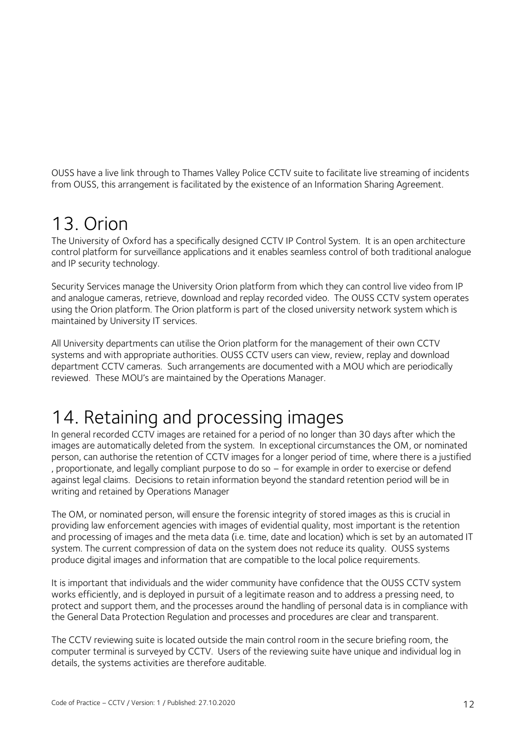OUSS have a live link through to Thames Valley Police CCTV suite to facilitate live streaming of incidents from OUSS, this arrangement is facilitated by the existence of an Information Sharing Agreement.

# 13. Orion

The University of Oxford has a specifically designed CCTV IP Control System. It is an open architecture control platform for surveillance applications and it enables seamless control of both traditional analogue and IP security technology.

Security Services manage the University Orion platform from which they can control live video from IP and analogue cameras, retrieve, download and replay recorded video. The OUSS CCTV system operates using the Orion platform. The Orion platform is part of the closed university network system which is maintained by University IT services.

All University departments can utilise the Orion platform for the management of their own CCTV systems and with appropriate authorities. OUSS CCTV users can view, review, replay and download department CCTV cameras. Such arrangements are documented with a MOU which are periodically reviewed. These MOU's are maintained by the Operations Manager.

# 14. Retaining and processing images

In general recorded CCTV images are retained for a period of no longer than 30 days after which the images are automatically deleted from the system. In exceptional circumstances the OM, or nominated person, can authorise the retention of CCTV images for a longer period of time, where there is a justified , proportionate, and legally compliant purpose to do so – for example in order to exercise or defend against legal claims. Decisions to retain information beyond the standard retention period will be in writing and retained by Operations Manager

The OM, or nominated person, will ensure the forensic integrity of stored images as this is crucial in providing law enforcement agencies with images of evidential quality, most important is the retention and processing of images and the meta data (i.e. time, date and location) which is set by an automated IT system. The current compression of data on the system does not reduce its quality. OUSS systems produce digital images and information that are compatible to the local police requirements.

It is important that individuals and the wider community have confidence that the OUSS CCTV system works efficiently, and is deployed in pursuit of a legitimate reason and to address a pressing need, to protect and support them, and the processes around the handling of personal data is in compliance with the General Data Protection Regulation and processes and procedures are clear and transparent.

The CCTV reviewing suite is located outside the main control room in the secure briefing room, the computer terminal is surveyed by CCTV. Users of the reviewing suite have unique and individual log in details, the systems activities are therefore auditable.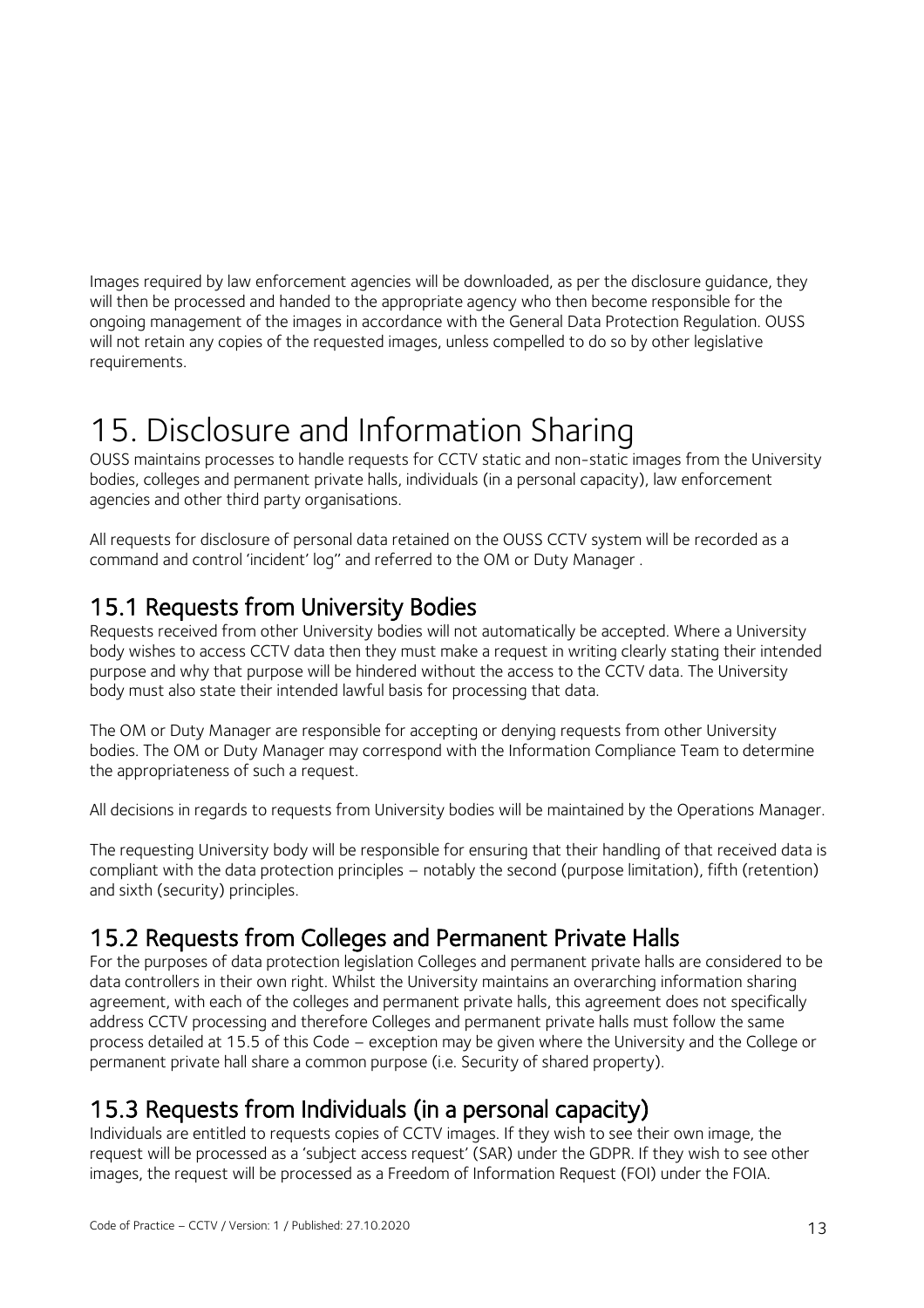Images required by law enforcement agencies will be downloaded, as per the disclosure guidance, they will then be processed and handed to the appropriate agency who then become responsible for the ongoing management of the images in accordance with the General Data Protection Regulation. OUSS will not retain any copies of the requested images, unless compelled to do so by other legislative requirements.

# 15. Disclosure and Information Sharing

OUSS maintains processes to handle requests for CCTV static and non-static images from the University bodies, colleges and permanent private halls, individuals (in a personal capacity), law enforcement agencies and other third party organisations.

All requests for disclosure of personal data retained on the OUSS CCTV system will be recorded as a command and control 'incident' log" and referred to the OM or Duty Manager .

## 15.1 Requests from University Bodies

Requests received from other University bodies will not automatically be accepted. Where a University body wishes to access CCTV data then they must make a request in writing clearly stating their intended purpose and why that purpose will be hindered without the access to the CCTV data. The University body must also state their intended lawful basis for processing that data.

The OM or Duty Manager are responsible for accepting or denying requests from other University bodies. The OM or Duty Manager may correspond with the Information Compliance Team to determine the appropriateness of such a request.

All decisions in regards to requests from University bodies will be maintained by the Operations Manager.

The requesting University body will be responsible for ensuring that their handling of that received data is compliant with the data protection principles – notably the second (purpose limitation), fifth (retention) and sixth (security) principles.

## 15.2 Requests from Colleges and Permanent Private Halls

For the purposes of data protection legislation Colleges and permanent private halls are considered to be data controllers in their own right. Whilst the University maintains an overarching information sharing agreement, with each of the colleges and permanent private halls, this agreement does not specifically address CCTV processing and therefore Colleges and permanent private halls must follow the same process detailed at 15.5 of this Code – exception may be given where the University and the College or permanent private hall share a common purpose (i.e. Security of shared property).

## 15.3 Requests from Individuals (in a personal capacity)

Individuals are entitled to requests copies of CCTV images. If they wish to see their own image, the request will be processed as a 'subject access request' (SAR) under the GDPR. If they wish to see other images, the request will be processed as a Freedom of Information Request (FOI) under the FOIA.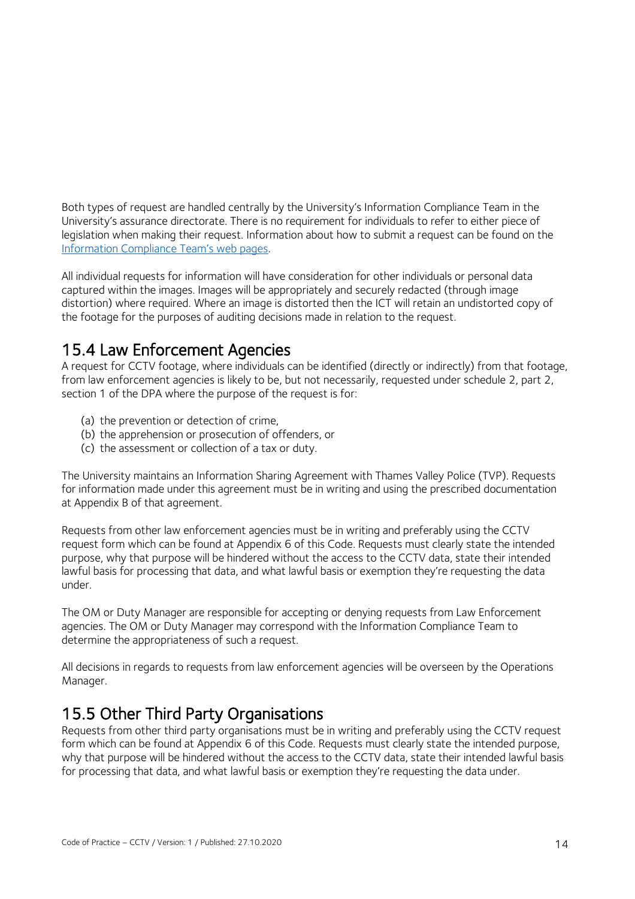Both types of request are handled centrally by the University's Information Compliance Team in the University's assurance directorate. There is no requirement for individuals to refer to either piece of legislation when making their request. Information about how to submit a request can be found on the [Information Compliance Team's web pages](#).

All individual requests for information will have consideration for other individuals or personal data captured within the images. Images will be appropriately and securely redacted (through image distortion) where required. Where an image is distorted then the ICT will retain an undistorted copy of the footage for the purposes of auditing decisions made in relation to the request.

## 15.4 Law Enforcement Agencies

A request for CCTV footage, where individuals can be identified (directly or indirectly) from that footage, from law enforcement agencies is likely to be, but not necessarily, requested under schedule 2, part 2, section 1 of the DPA where the purpose of the request is for:

(a) the prevention or detection of crime,
(b) the apprehension or prosecution of offenders, or
(c) the assessment or collection of a tax or duty.

The University maintains an Information Sharing Agreement with Thames Valley Police (TVP). Requests for information made under this agreement must be in writing and using the prescribed documentation at Appendix B of that agreement.

Requests from other law enforcement agencies must be in writing and preferably using the CCTV request form which can be found at Appendix 6 of this Code. Requests must clearly state the intended purpose, why that purpose will be hindered without the access to the CCTV data, state their intended lawful basis for processing that data, and what lawful basis or exemption they're requesting the data under.

The OM or Duty Manager are responsible for accepting or denying requests from Law Enforcement agencies. The OM or Duty Manager may correspond with the Information Compliance Team to determine the appropriateness of such a request.

All decisions in regards to requests from law enforcement agencies will be overseen by the Operations Manager.

## 15.5 Other Third Party Organisations

Requests from other third party organisations must be in writing and preferably using the CCTV request form which can be found at Appendix 6 of this Code. Requests must clearly state the intended purpose, why that purpose will be hindered without the access to the CCTV data, state their intended lawful basis for processing that data, and what lawful basis or exemption they're requesting the data under.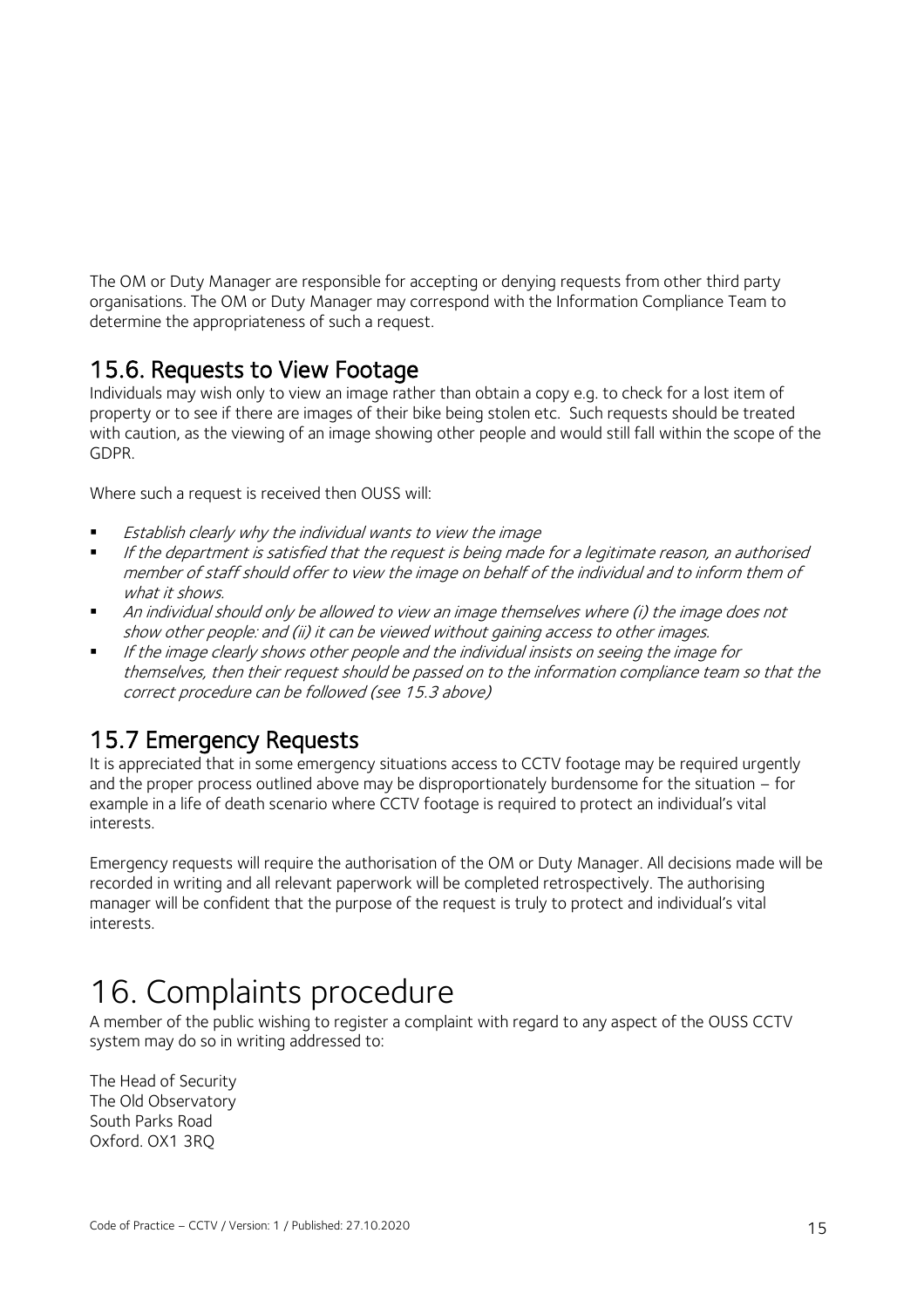The OM or Duty Manager are responsible for accepting or denying requests from other third party organisations. The OM or Duty Manager may correspond with the Information Compliance Team to determine the appropriateness of such a request.

## 15.6. Requests to View Footage

Individuals may wish only to view an image rather than obtain a copy e.g. to check for a lost item of property or to see if there are images of their bike being stolen etc. Such requests should be treated with caution, as the viewing of an image showing other people and would still fall within the scope of the GDPR.

Where such a request is received then OUSS will:

- *Establish clearly why the individual wants to view the image*
- *If the department is satisfied that the request is being made for a legitimate reason, an authorised member of staff should offer to view the image on behalf of the individual and to inform them of what it shows.*
- *An individual should only be allowed to view an image themselves where (i) the image does not show other people: and (ii) it can be viewed without gaining access to other images.*
- *If the image clearly shows other people and the individual insists on seeing the image for themselves, then their request should be passed on to the information compliance team so that the correct procedure can be followed (see 15.3 above)*

## 15.7 Emergency Requests

It is appreciated that in some emergency situations access to CCTV footage may be required urgently and the proper process outlined above may be disproportionately burdensome for the situation – for example in a life of death scenario where CCTV footage is required to protect an individual's vital interests.

Emergency requests will require the authorisation of the OM or Duty Manager. All decisions made will be recorded in writing and all relevant paperwork will be completed retrospectively. The authorising manager will be confident that the purpose of the request is truly to protect and individual's vital interests.

# 16. Complaints procedure

A member of the public wishing to register a complaint with regard to any aspect of the OUSS CCTV system may do so in writing addressed to:

The Head of Security
The Old Observatory
South Parks Road
Oxford. OX1 3RQ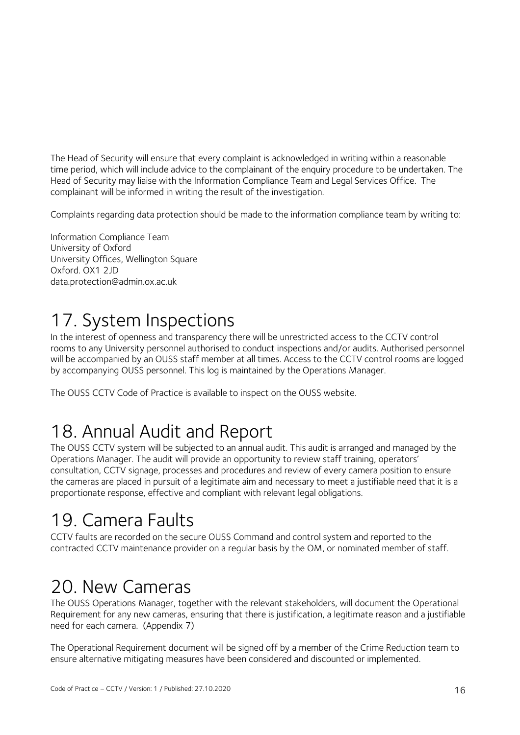The Head of Security will ensure that every complaint is acknowledged in writing within a reasonable time period, which will include advice to the complainant of the enquiry procedure to be undertaken. The Head of Security may liaise with the Information Compliance Team and Legal Services Office. The complainant will be informed in writing the result of the investigation.

Complaints regarding data protection should be made to the information compliance team by writing to:

Information Compliance Team
University of Oxford
University Offices, Wellington Square
Oxford. OX1 2JD
data.protection@admin.ox.ac.uk

# 17. System Inspections

In the interest of openness and transparency there will be unrestricted access to the CCTV control rooms to any University personnel authorised to conduct inspections and/or audits. Authorised personnel will be accompanied by an OUSS staff member at all times. Access to the CCTV control rooms are logged by accompanying OUSS personnel. This log is maintained by the Operations Manager.

The OUSS CCTV Code of Practice is available to inspect on the OUSS website.

# 18. Annual Audit and Report

The OUSS CCTV system will be subjected to an annual audit. This audit is arranged and managed by the Operations Manager. The audit will provide an opportunity to review staff training, operators' consultation, CCTV signage, processes and procedures and review of every camera position to ensure the cameras are placed in pursuit of a legitimate aim and necessary to meet a justifiable need that it is a proportionate response, effective and compliant with relevant legal obligations.

# 19. Camera Faults

CCTV faults are recorded on the secure OUSS Command and control system and reported to the contracted CCTV maintenance provider on a regular basis by the OM, or nominated member of staff.

# 20. New Cameras

The OUSS Operations Manager, together with the relevant stakeholders, will document the Operational Requirement for any new cameras, ensuring that there is justification, a legitimate reason and a justifiable need for each camera. (Appendix 7)

The Operational Requirement document will be signed off by a member of the Crime Reduction team to ensure alternative mitigating measures have been considered and discounted or implemented.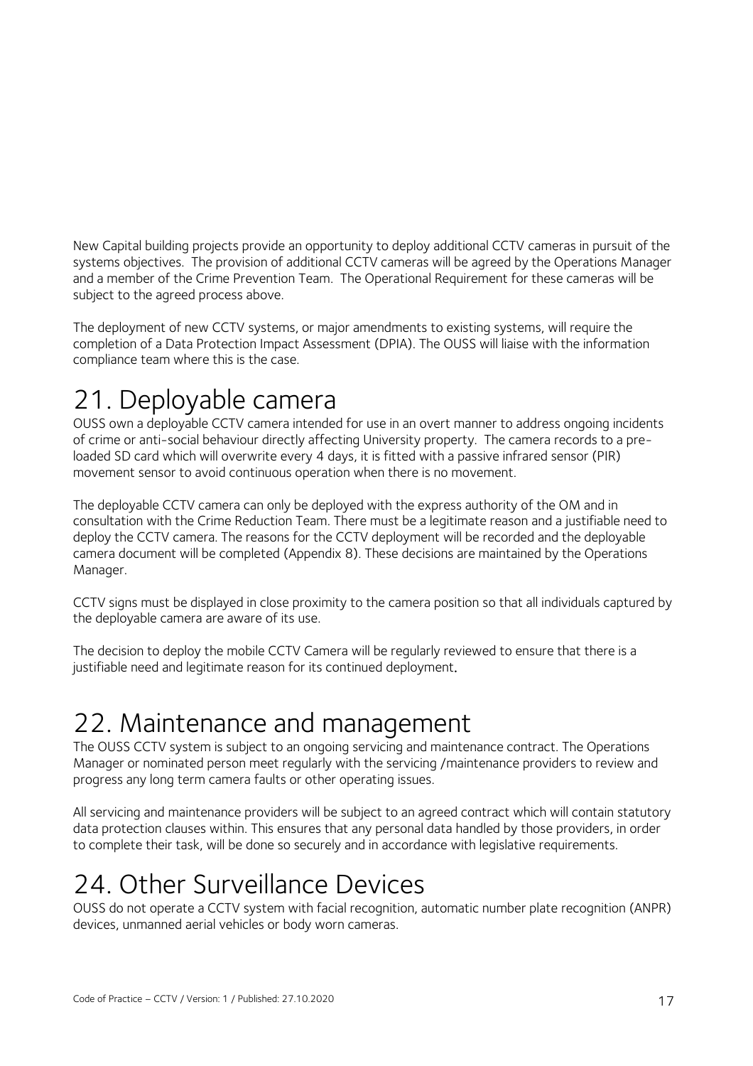New Capital building projects provide an opportunity to deploy additional CCTV cameras in pursuit of the systems objectives. The provision of additional CCTV cameras will be agreed by the Operations Manager and a member of the Crime Prevention Team. The Operational Requirement for these cameras will be subject to the agreed process above.

The deployment of new CCTV systems, or major amendments to existing systems, will require the completion of a Data Protection Impact Assessment (DPIA). The OUSS will liaise with the information compliance team where this is the case.

# 21. Deployable camera

OUSS own a deployable CCTV camera intended for use in an overt manner to address ongoing incidents of crime or anti-social behaviour directly affecting University property. The camera records to a pre-loaded SD card which will overwrite every 4 days, it is fitted with a passive infrared sensor (PIR) movement sensor to avoid continuous operation when there is no movement.

The deployable CCTV camera can only be deployed with the express authority of the OM and in consultation with the Crime Reduction Team. There must be a legitimate reason and a justifiable need to deploy the CCTV camera. The reasons for the CCTV deployment will be recorded and the deployable camera document will be completed (Appendix 8). These decisions are maintained by the Operations Manager.

CCTV signs must be displayed in close proximity to the camera position so that all individuals captured by the deployable camera are aware of its use.

The decision to deploy the mobile CCTV Camera will be regularly reviewed to ensure that there is a justifiable need and legitimate reason for its continued deployment.

# 22. Maintenance and management

The OUSS CCTV system is subject to an ongoing servicing and maintenance contract. The Operations Manager or nominated person meet regularly with the servicing /maintenance providers to review and progress any long term camera faults or other operating issues.

All servicing and maintenance providers will be subject to an agreed contract which will contain statutory data protection clauses within. This ensures that any personal data handled by those providers, in order to complete their task, will be done so securely and in accordance with legislative requirements.

# 24. Other Surveillance Devices

OUSS do not operate a CCTV system with facial recognition, automatic number plate recognition (ANPR) devices, unmanned aerial vehicles or body worn cameras.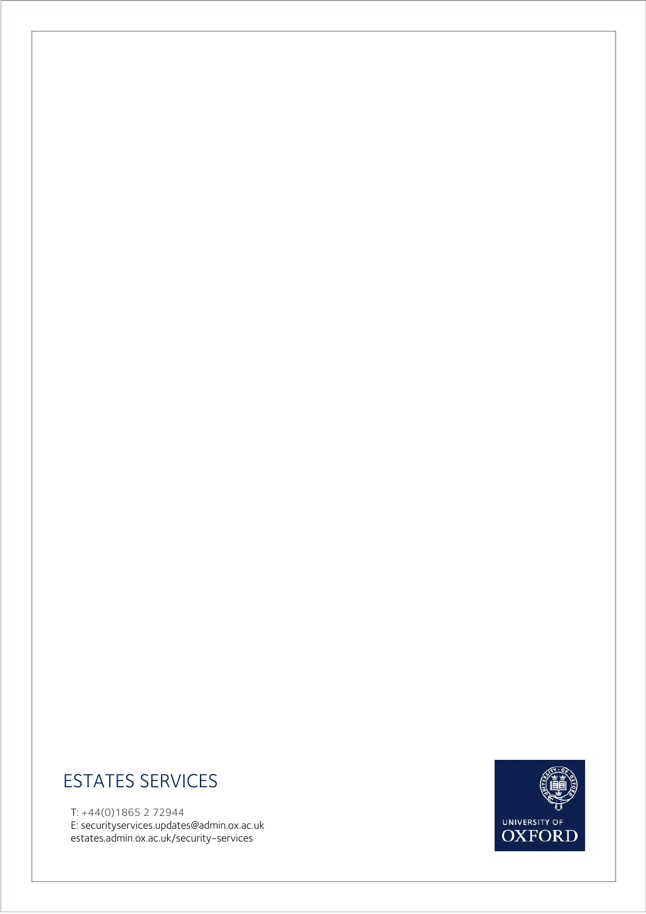## ESTATES SERVICES

T: +44(0)1865 2 72944
E: securityservices.updates@admin.ox.ac.uk
estates.admin.ox.ac.uk/security-services

UNIVERSITY OF
OXFORD